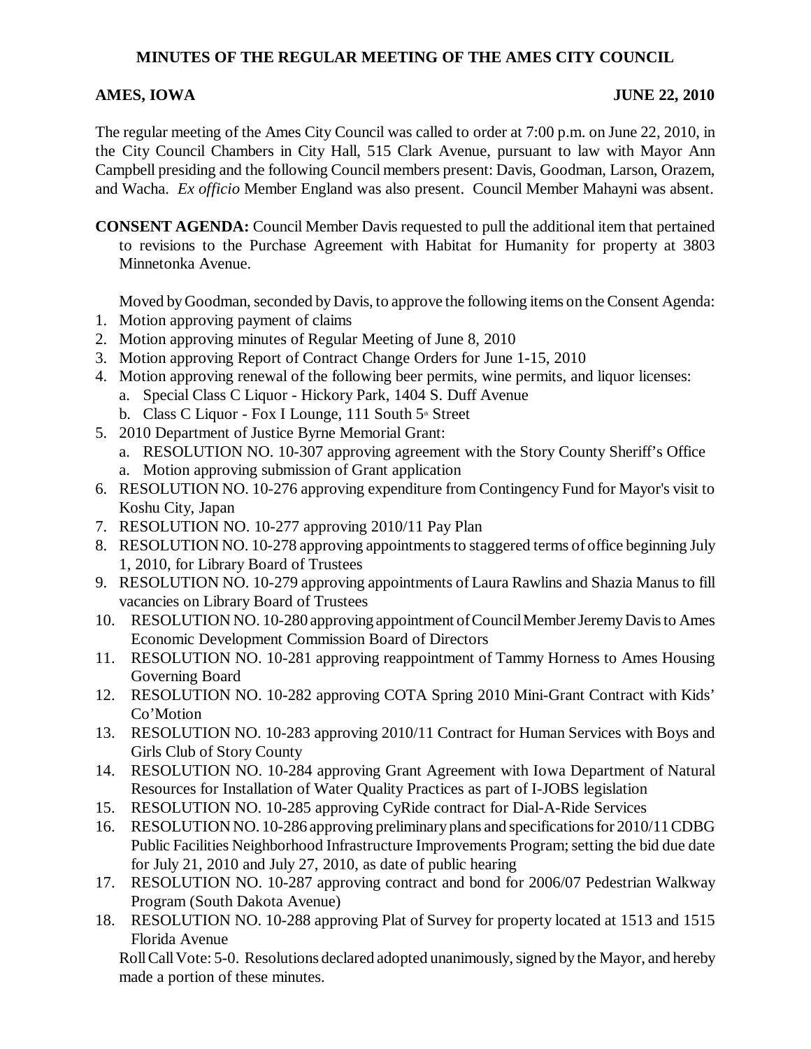# MINUTES OF THE REGULAR MEETING OF THE AMES CITY COUNCIL

**AMES, IOWA** **JUNE 22, 2010**

The regular meeting of the Ames City Council was called to order at 7:00 p.m. on June 22, 2010, in the City Council Chambers in City Hall, 515 Clark Avenue, pursuant to law with Mayor Ann Campbell presiding and the following Council members present: Davis, Goodman, Larson, Orazem, and Wacha. *Ex officio* Member England was also present. Council Member Mahayni was absent.

**CONSENT AGENDA:** Council Member Davis requested to pull the additional item that pertained to revisions to the Purchase Agreement with Habitat for Humanity for property at 3803 Minnetonka Avenue.

Moved by Goodman, seconded by Davis, to approve the following items on the Consent Agenda:

1. Motion approving payment of claims
2. Motion approving minutes of Regular Meeting of June 8, 2010
3. Motion approving Report of Contract Change Orders for June 1-15, 2010
4. Motion approving renewal of the following beer permits, wine permits, and liquor licenses:
   a. Special Class C Liquor - Hickory Park, 1404 S. Duff Avenue
   b. Class C Liquor - Fox I Lounge, 111 South 5th Street
5. 2010 Department of Justice Byrne Memorial Grant:
   a. RESOLUTION NO. 10-307 approving agreement with the Story County Sheriff's Office
   a. Motion approving submission of Grant application
6. RESOLUTION NO. 10-276 approving expenditure from Contingency Fund for Mayor's visit to Koshu City, Japan
7. RESOLUTION NO. 10-277 approving 2010/11 Pay Plan
8. RESOLUTION NO. 10-278 approving appointments to staggered terms of office beginning July 1, 2010, for Library Board of Trustees
9. RESOLUTION NO. 10-279 approving appointments of Laura Rawlins and Shazia Manus to fill vacancies on Library Board of Trustees
10. RESOLUTION NO. 10-280 approving appointment of Council Member Jeremy Davis to Ames Economic Development Commission Board of Directors
11. RESOLUTION NO. 10-281 approving reappointment of Tammy Horness to Ames Housing Governing Board
12. RESOLUTION NO. 10-282 approving COTA Spring 2010 Mini-Grant Contract with Kids' Co'Motion
13. RESOLUTION NO. 10-283 approving 2010/11 Contract for Human Services with Boys and Girls Club of Story County
14. RESOLUTION NO. 10-284 approving Grant Agreement with Iowa Department of Natural Resources for Installation of Water Quality Practices as part of I-JOBS legislation
15. RESOLUTION NO. 10-285 approving CyRide contract for Dial-A-Ride Services
16. RESOLUTION NO. 10-286 approving preliminary plans and specifications for 2010/11 CDBG Public Facilities Neighborhood Infrastructure Improvements Program; setting the bid due date for July 21, 2010 and July 27, 2010, as date of public hearing
17. RESOLUTION NO. 10-287 approving contract and bond for 2006/07 Pedestrian Walkway Program (South Dakota Avenue)
18. RESOLUTION NO. 10-288 approving Plat of Survey for property located at 1513 and 1515 Florida Avenue

Roll Call Vote: 5-0. Resolutions declared adopted unanimously, signed by the Mayor, and hereby made a portion of these minutes.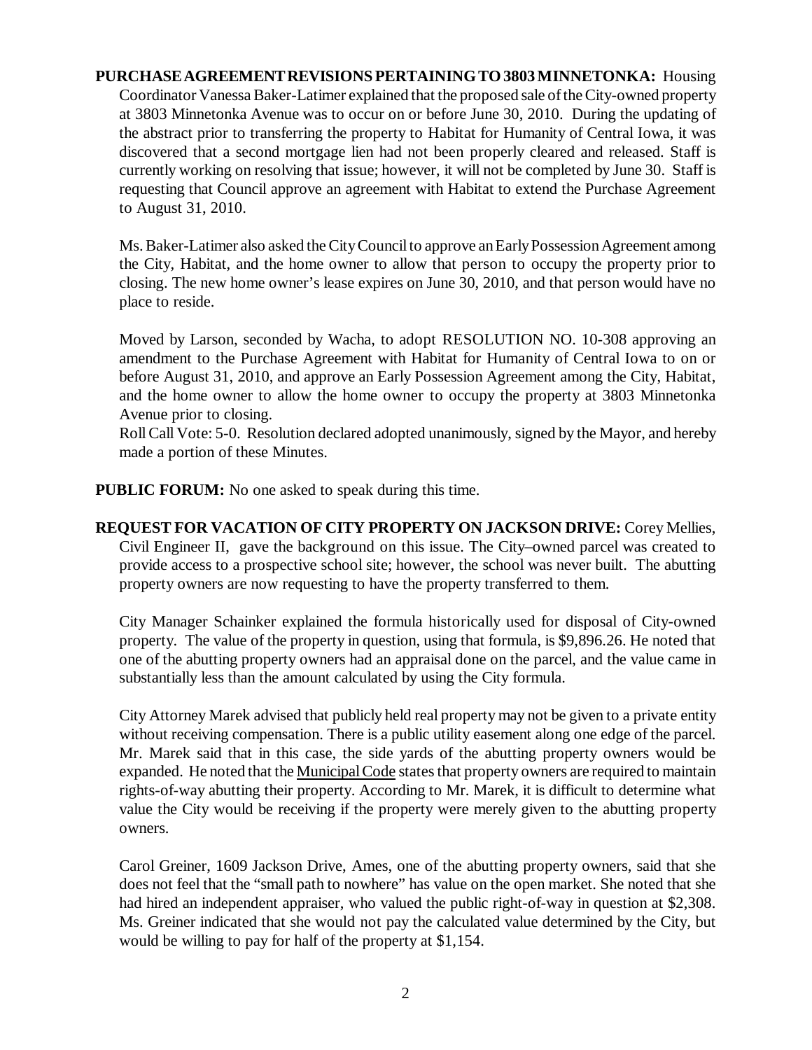**PURCHASE AGREEMENT REVISIONS PERTAINING TO 3803 MINNETONKA:** Housing Coordinator Vanessa Baker-Latimer explained that the proposed sale of the City-owned property at 3803 Minnetonka Avenue was to occur on or before June 30, 2010. During the updating of the abstract prior to transferring the property to Habitat for Humanity of Central Iowa, it was discovered that a second mortgage lien had not been properly cleared and released. Staff is currently working on resolving that issue; however, it will not be completed by June 30. Staff is requesting that Council approve an agreement with Habitat to extend the Purchase Agreement to August 31, 2010.

Ms. Baker-Latimer also asked the City Council to approve an Early Possession Agreement among the City, Habitat, and the home owner to allow that person to occupy the property prior to closing. The new home owner's lease expires on June 30, 2010, and that person would have no place to reside.

Moved by Larson, seconded by Wacha, to adopt RESOLUTION NO. 10-308 approving an amendment to the Purchase Agreement with Habitat for Humanity of Central Iowa to on or before August 31, 2010, and approve an Early Possession Agreement among the City, Habitat, and the home owner to allow the home owner to occupy the property at 3803 Minnetonka Avenue prior to closing.
Roll Call Vote: 5-0. Resolution declared adopted unanimously, signed by the Mayor, and hereby made a portion of these Minutes.

**PUBLIC FORUM:** No one asked to speak during this time.

**REQUEST FOR VACATION OF CITY PROPERTY ON JACKSON DRIVE:** Corey Mellies, Civil Engineer II, gave the background on this issue. The City–owned parcel was created to provide access to a prospective school site; however, the school was never built. The abutting property owners are now requesting to have the property transferred to them.

City Manager Schainker explained the formula historically used for disposal of City-owned property. The value of the property in question, using that formula, is $9,896.26. He noted that one of the abutting property owners had an appraisal done on the parcel, and the value came in substantially less than the amount calculated by using the City formula.

City Attorney Marek advised that publicly held real property may not be given to a private entity without receiving compensation. There is a public utility easement along one edge of the parcel. Mr. Marek said that in this case, the side yards of the abutting property owners would be expanded. He noted that the Municipal Code states that property owners are required to maintain rights-of-way abutting their property. According to Mr. Marek, it is difficult to determine what value the City would be receiving if the property were merely given to the abutting property owners.

Carol Greiner, 1609 Jackson Drive, Ames, one of the abutting property owners, said that she does not feel that the "small path to nowhere" has value on the open market. She noted that she had hired an independent appraiser, who valued the public right-of-way in question at $2,308. Ms. Greiner indicated that she would not pay the calculated value determined by the City, but would be willing to pay for half of the property at $1,154.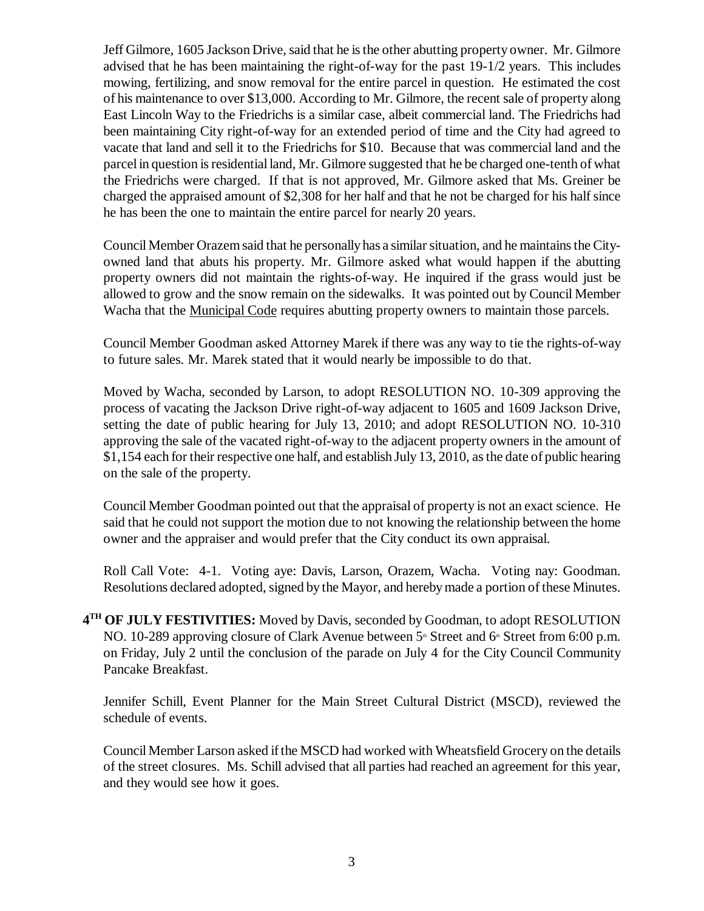Jeff Gilmore, 1605 Jackson Drive, said that he is the other abutting property owner. Mr. Gilmore advised that he has been maintaining the right-of-way for the past 19-1/2 years. This includes mowing, fertilizing, and snow removal for the entire parcel in question. He estimated the cost of his maintenance to over $13,000. According to Mr. Gilmore, the recent sale of property along East Lincoln Way to the Friedrichs is a similar case, albeit commercial land. The Friedrichs had been maintaining City right-of-way for an extended period of time and the City had agreed to vacate that land and sell it to the Friedrichs for $10. Because that was commercial land and the parcel in question is residential land, Mr. Gilmore suggested that he be charged one-tenth of what the Friedrichs were charged. If that is not approved, Mr. Gilmore asked that Ms. Greiner be charged the appraised amount of $2,308 for her half and that he not be charged for his half since he has been the one to maintain the entire parcel for nearly 20 years.

Council Member Orazem said that he personally has a similar situation, and he maintains the City-owned land that abuts his property. Mr. Gilmore asked what would happen if the abutting property owners did not maintain the rights-of-way. He inquired if the grass would just be allowed to grow and the snow remain on the sidewalks. It was pointed out by Council Member Wacha that the Municipal Code requires abutting property owners to maintain those parcels.

Council Member Goodman asked Attorney Marek if there was any way to tie the rights-of-way to future sales. Mr. Marek stated that it would nearly be impossible to do that.

Moved by Wacha, seconded by Larson, to adopt RESOLUTION NO. 10-309 approving the process of vacating the Jackson Drive right-of-way adjacent to 1605 and 1609 Jackson Drive, setting the date of public hearing for July 13, 2010; and adopt RESOLUTION NO. 10-310 approving the sale of the vacated right-of-way to the adjacent property owners in the amount of $1,154 each for their respective one half, and establish July 13, 2010, as the date of public hearing on the sale of the property.

Council Member Goodman pointed out that the appraisal of property is not an exact science. He said that he could not support the motion due to not knowing the relationship between the home owner and the appraiser and would prefer that the City conduct its own appraisal.

Roll Call Vote: 4-1. Voting aye: Davis, Larson, Orazem, Wacha. Voting nay: Goodman. Resolutions declared adopted, signed by the Mayor, and hereby made a portion of these Minutes.

**4TH OF JULY FESTIVITIES:** Moved by Davis, seconded by Goodman, to adopt RESOLUTION NO. 10-289 approving closure of Clark Avenue between 5th Street and 6th Street from 6:00 p.m. on Friday, July 2 until the conclusion of the parade on July 4 for the City Council Community Pancake Breakfast.

Jennifer Schill, Event Planner for the Main Street Cultural District (MSCD), reviewed the schedule of events.

Council Member Larson asked if the MSCD had worked with Wheatsfield Grocery on the details of the street closures. Ms. Schill advised that all parties had reached an agreement for this year, and they would see how it goes.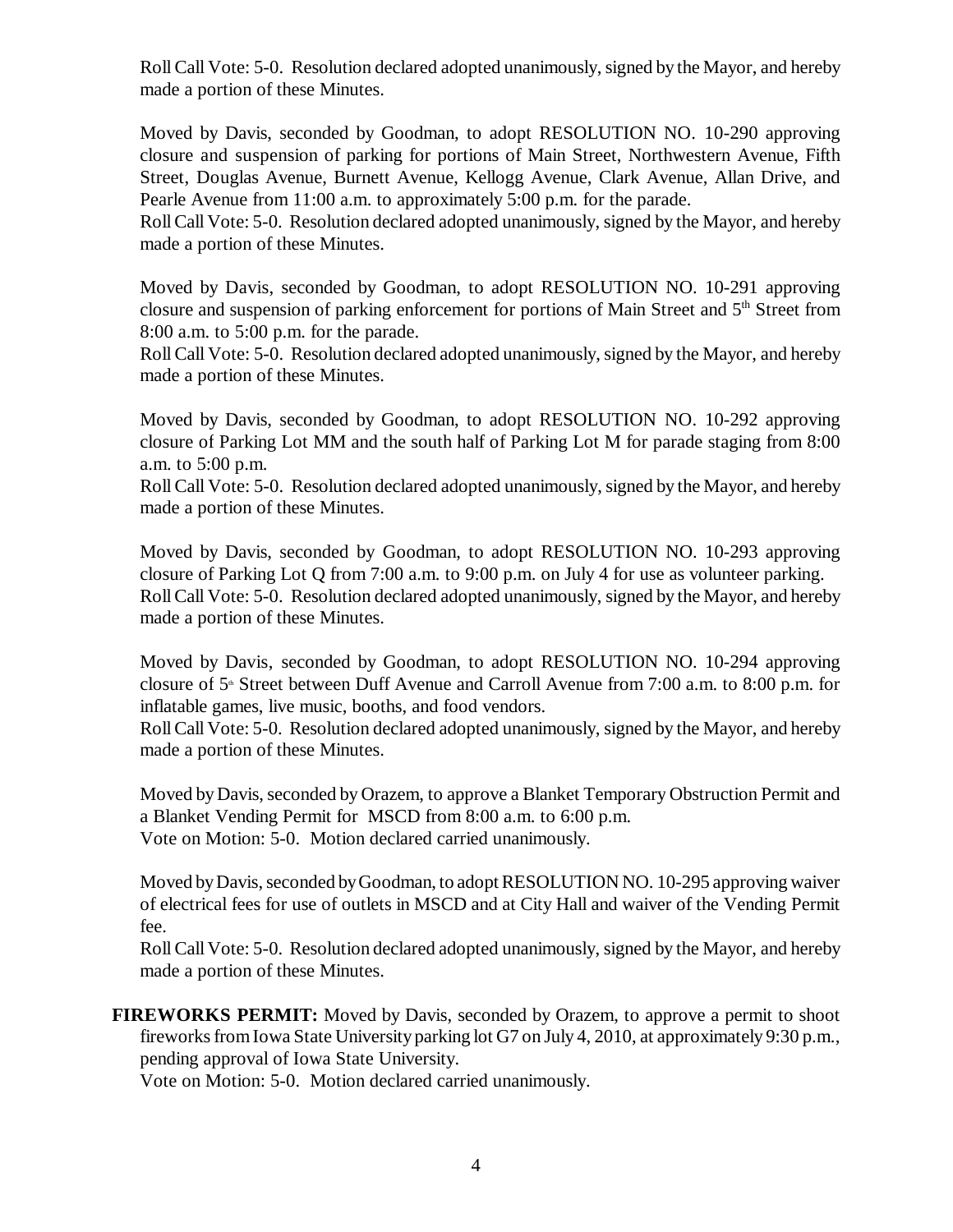Roll Call Vote: 5-0. Resolution declared adopted unanimously, signed by the Mayor, and hereby made a portion of these Minutes.

Moved by Davis, seconded by Goodman, to adopt RESOLUTION NO. 10-290 approving closure and suspension of parking for portions of Main Street, Northwestern Avenue, Fifth Street, Douglas Avenue, Burnett Avenue, Kellogg Avenue, Clark Avenue, Allan Drive, and Pearle Avenue from 11:00 a.m. to approximately 5:00 p.m. for the parade.
Roll Call Vote: 5-0. Resolution declared adopted unanimously, signed by the Mayor, and hereby made a portion of these Minutes.

Moved by Davis, seconded by Goodman, to adopt RESOLUTION NO. 10-291 approving closure and suspension of parking enforcement for portions of Main Street and 5th Street from 8:00 a.m. to 5:00 p.m. for the parade.
Roll Call Vote: 5-0. Resolution declared adopted unanimously, signed by the Mayor, and hereby made a portion of these Minutes.

Moved by Davis, seconded by Goodman, to adopt RESOLUTION NO. 10-292 approving closure of Parking Lot MM and the south half of Parking Lot M for parade staging from 8:00 a.m. to 5:00 p.m.
Roll Call Vote: 5-0. Resolution declared adopted unanimously, signed by the Mayor, and hereby made a portion of these Minutes.

Moved by Davis, seconded by Goodman, to adopt RESOLUTION NO. 10-293 approving closure of Parking Lot Q from 7:00 a.m. to 9:00 p.m. on July 4 for use as volunteer parking.
Roll Call Vote: 5-0. Resolution declared adopted unanimously, signed by the Mayor, and hereby made a portion of these Minutes.

Moved by Davis, seconded by Goodman, to adopt RESOLUTION NO. 10-294 approving closure of 5th Street between Duff Avenue and Carroll Avenue from 7:00 a.m. to 8:00 p.m. for inflatable games, live music, booths, and food vendors.
Roll Call Vote: 5-0. Resolution declared adopted unanimously, signed by the Mayor, and hereby made a portion of these Minutes.

Moved by Davis, seconded by Orazem, to approve a Blanket Temporary Obstruction Permit and a Blanket Vending Permit for MSCD from 8:00 a.m. to 6:00 p.m.
Vote on Motion: 5-0. Motion declared carried unanimously.

Moved by Davis, seconded by Goodman, to adopt RESOLUTION NO. 10-295 approving waiver of electrical fees for use of outlets in MSCD and at City Hall and waiver of the Vending Permit fee.
Roll Call Vote: 5-0. Resolution declared adopted unanimously, signed by the Mayor, and hereby made a portion of these Minutes.

**FIREWORKS PERMIT:** Moved by Davis, seconded by Orazem, to approve a permit to shoot fireworks from Iowa State University parking lot G7 on July 4, 2010, at approximately 9:30 p.m., pending approval of Iowa State University.
Vote on Motion: 5-0. Motion declared carried unanimously.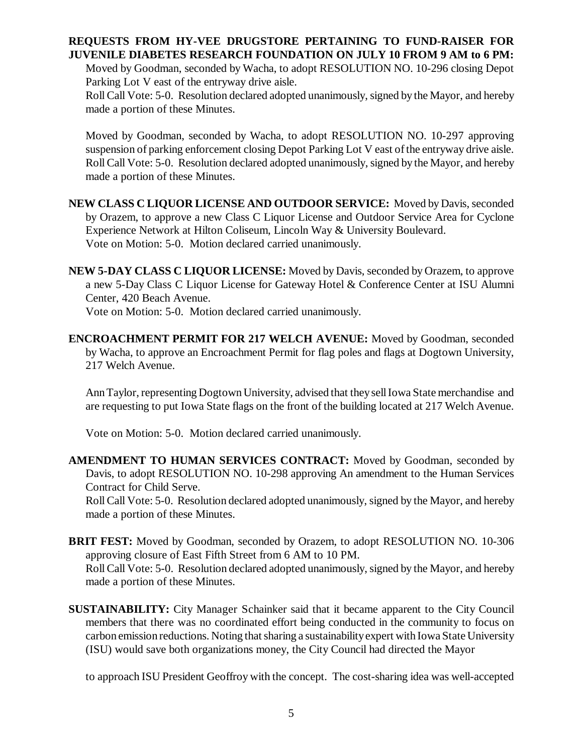**REQUESTS FROM HY-VEE DRUGSTORE PERTAINING TO FUND-RAISER FOR JUVENILE DIABETES RESEARCH FOUNDATION ON JULY 10 FROM 9 AM to 6 PM:** Moved by Goodman, seconded by Wacha, to adopt RESOLUTION NO. 10-296 closing Depot Parking Lot V east of the entryway drive aisle.

Roll Call Vote: 5-0. Resolution declared adopted unanimously, signed by the Mayor, and hereby made a portion of these Minutes.

Moved by Goodman, seconded by Wacha, to adopt RESOLUTION NO. 10-297 approving suspension of parking enforcement closing Depot Parking Lot V east of the entryway drive aisle.

Roll Call Vote: 5-0. Resolution declared adopted unanimously, signed by the Mayor, and hereby made a portion of these Minutes.

**NEW CLASS C LIQUOR LICENSE AND OUTDOOR SERVICE:** Moved by Davis, seconded by Orazem, to approve a new Class C Liquor License and Outdoor Service Area for Cyclone Experience Network at Hilton Coliseum, Lincoln Way & University Boulevard.

Vote on Motion: 5-0. Motion declared carried unanimously.

**NEW 5-DAY CLASS C LIQUOR LICENSE:** Moved by Davis, seconded by Orazem, to approve a new 5-Day Class C Liquor License for Gateway Hotel & Conference Center at ISU Alumni Center, 420 Beach Avenue.

Vote on Motion: 5-0. Motion declared carried unanimously.

**ENCROACHMENT PERMIT FOR 217 WELCH AVENUE:** Moved by Goodman, seconded by Wacha, to approve an Encroachment Permit for flag poles and flags at Dogtown University, 217 Welch Avenue.

Ann Taylor, representing Dogtown University, advised that they sell Iowa State merchandise and are requesting to put Iowa State flags on the front of the building located at 217 Welch Avenue.

Vote on Motion: 5-0. Motion declared carried unanimously.

**AMENDMENT TO HUMAN SERVICES CONTRACT:** Moved by Goodman, seconded by Davis, to adopt RESOLUTION NO. 10-298 approving An amendment to the Human Services Contract for Child Serve.

Roll Call Vote: 5-0. Resolution declared adopted unanimously, signed by the Mayor, and hereby made a portion of these Minutes.

**BRIT FEST:** Moved by Goodman, seconded by Orazem, to adopt RESOLUTION NO. 10-306 approving closure of East Fifth Street from 6 AM to 10 PM.

Roll Call Vote: 5-0. Resolution declared adopted unanimously, signed by the Mayor, and hereby made a portion of these Minutes.

**SUSTAINABILITY:** City Manager Schainker said that it became apparent to the City Council members that there was no coordinated effort being conducted in the community to focus on carbon emission reductions. Noting that sharing a sustainability expert with Iowa State University (ISU) would save both organizations money, the City Council had directed the Mayor

to approach ISU President Geoffroy with the concept. The cost-sharing idea was well-accepted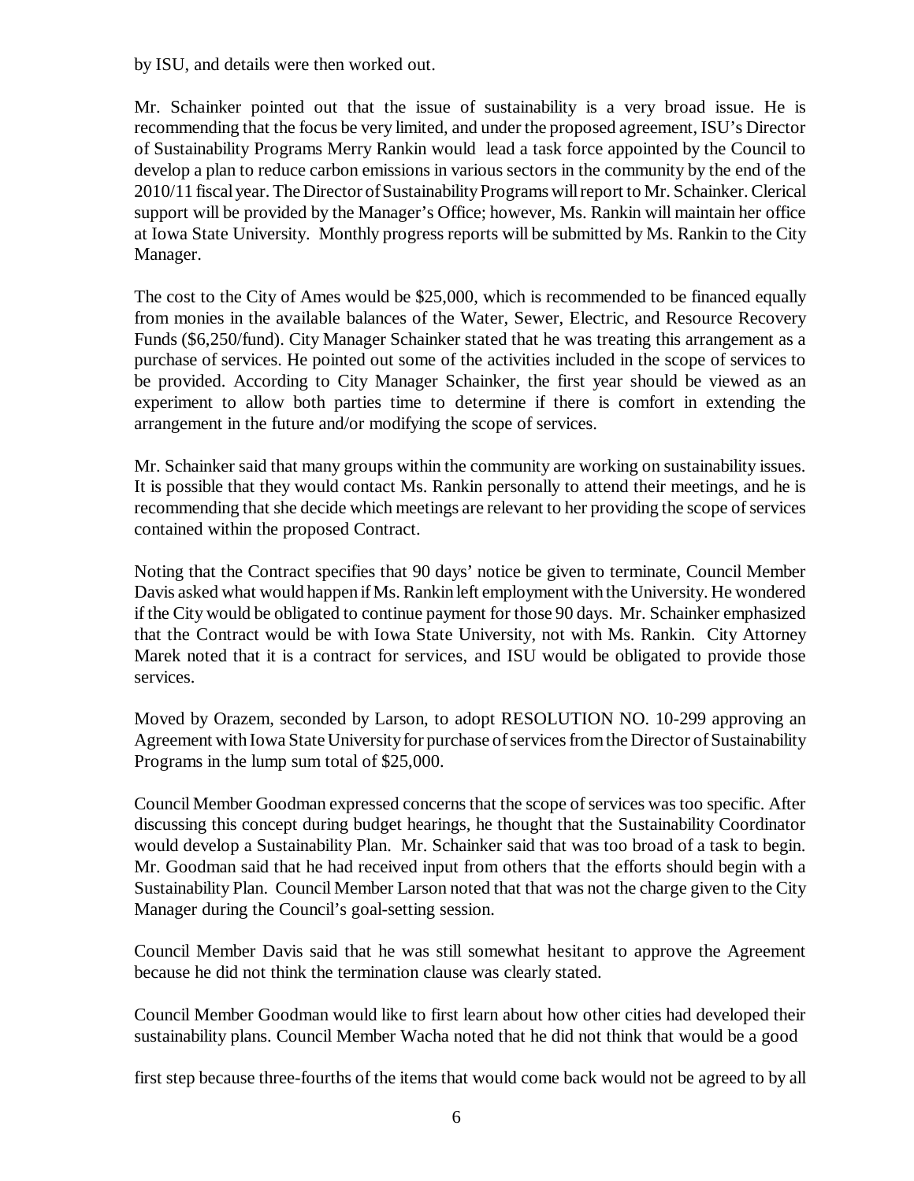by ISU, and details were then worked out.

Mr. Schainker pointed out that the issue of sustainability is a very broad issue. He is recommending that the focus be very limited, and under the proposed agreement, ISU's Director of Sustainability Programs Merry Rankin would lead a task force appointed by the Council to develop a plan to reduce carbon emissions in various sectors in the community by the end of the 2010/11 fiscal year. The Director of Sustainability Programs will report to Mr. Schainker. Clerical support will be provided by the Manager's Office; however, Ms. Rankin will maintain her office at Iowa State University. Monthly progress reports will be submitted by Ms. Rankin to the City Manager.

The cost to the City of Ames would be $25,000, which is recommended to be financed equally from monies in the available balances of the Water, Sewer, Electric, and Resource Recovery Funds ($6,250/fund). City Manager Schainker stated that he was treating this arrangement as a purchase of services. He pointed out some of the activities included in the scope of services to be provided. According to City Manager Schainker, the first year should be viewed as an experiment to allow both parties time to determine if there is comfort in extending the arrangement in the future and/or modifying the scope of services.

Mr. Schainker said that many groups within the community are working on sustainability issues. It is possible that they would contact Ms. Rankin personally to attend their meetings, and he is recommending that she decide which meetings are relevant to her providing the scope of services contained within the proposed Contract.

Noting that the Contract specifies that 90 days' notice be given to terminate, Council Member Davis asked what would happen if Ms. Rankin left employment with the University. He wondered if the City would be obligated to continue payment for those 90 days. Mr. Schainker emphasized that the Contract would be with Iowa State University, not with Ms. Rankin. City Attorney Marek noted that it is a contract for services, and ISU would be obligated to provide those services.

Moved by Orazem, seconded by Larson, to adopt RESOLUTION NO. 10-299 approving an Agreement with Iowa State University for purchase of services from the Director of Sustainability Programs in the lump sum total of $25,000.

Council Member Goodman expressed concerns that the scope of services was too specific. After discussing this concept during budget hearings, he thought that the Sustainability Coordinator would develop a Sustainability Plan. Mr. Schainker said that was too broad of a task to begin. Mr. Goodman said that he had received input from others that the efforts should begin with a Sustainability Plan. Council Member Larson noted that that was not the charge given to the City Manager during the Council's goal-setting session.

Council Member Davis said that he was still somewhat hesitant to approve the Agreement because he did not think the termination clause was clearly stated.

Council Member Goodman would like to first learn about how other cities had developed their sustainability plans. Council Member Wacha noted that he did not think that would be a good first step because three-fourths of the items that would come back would not be agreed to by all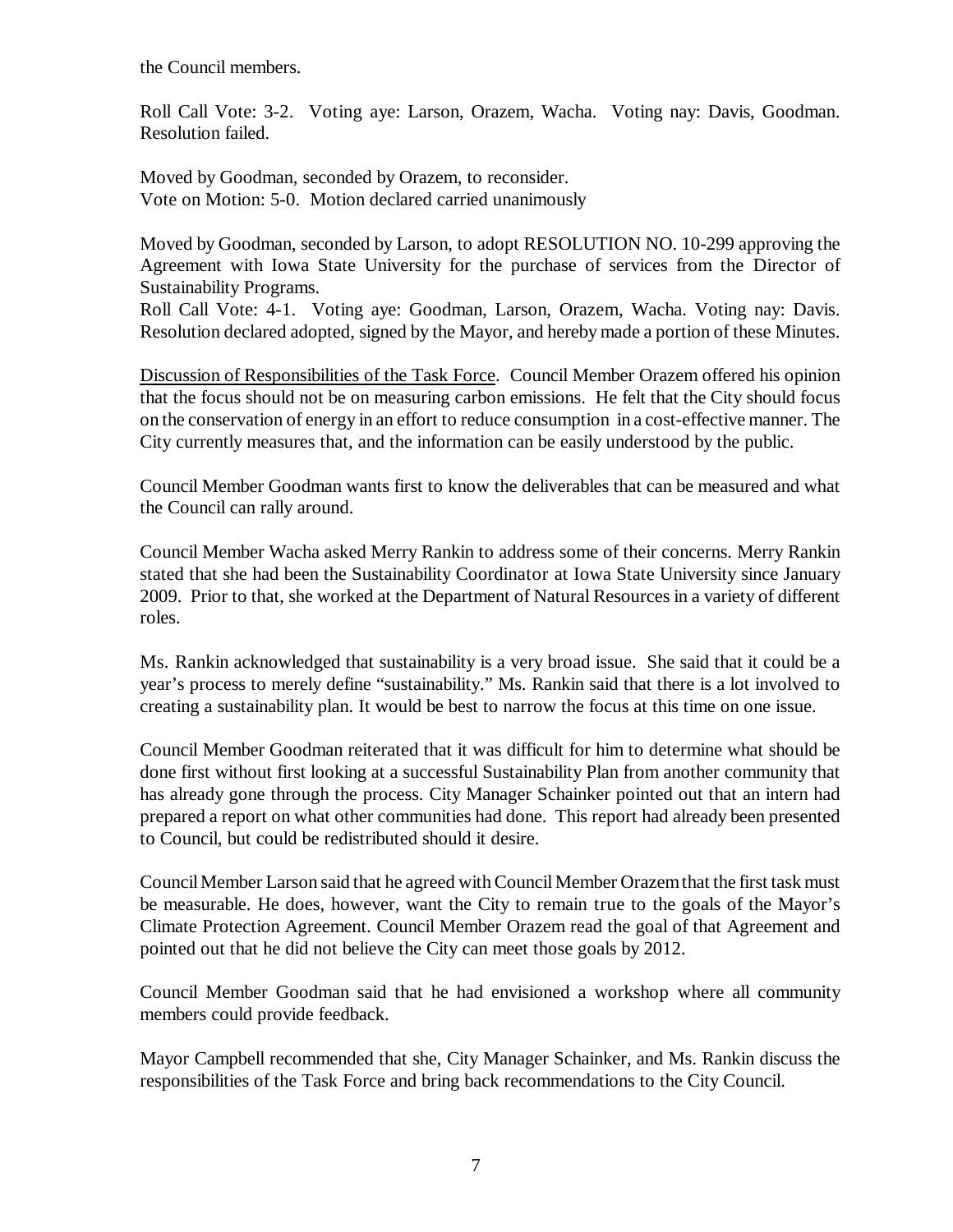the Council members.

Roll Call Vote: 3-2. Voting aye: Larson, Orazem, Wacha. Voting nay: Davis, Goodman. Resolution failed.

Moved by Goodman, seconded by Orazem, to reconsider.
Vote on Motion: 5-0. Motion declared carried unanimously

Moved by Goodman, seconded by Larson, to adopt RESOLUTION NO. 10-299 approving the Agreement with Iowa State University for the purchase of services from the Director of Sustainability Programs.
Roll Call Vote: 4-1. Voting aye: Goodman, Larson, Orazem, Wacha. Voting nay: Davis. Resolution declared adopted, signed by the Mayor, and hereby made a portion of these Minutes.

Discussion of Responsibilities of the Task Force. Council Member Orazem offered his opinion that the focus should not be on measuring carbon emissions. He felt that the City should focus on the conservation of energy in an effort to reduce consumption in a cost-effective manner. The City currently measures that, and the information can be easily understood by the public.

Council Member Goodman wants first to know the deliverables that can be measured and what the Council can rally around.

Council Member Wacha asked Merry Rankin to address some of their concerns. Merry Rankin stated that she had been the Sustainability Coordinator at Iowa State University since January 2009. Prior to that, she worked at the Department of Natural Resources in a variety of different roles.

Ms. Rankin acknowledged that sustainability is a very broad issue. She said that it could be a year's process to merely define "sustainability." Ms. Rankin said that there is a lot involved to creating a sustainability plan. It would be best to narrow the focus at this time on one issue.

Council Member Goodman reiterated that it was difficult for him to determine what should be done first without first looking at a successful Sustainability Plan from another community that has already gone through the process. City Manager Schainker pointed out that an intern had prepared a report on what other communities had done. This report had already been presented to Council, but could be redistributed should it desire.

Council Member Larson said that he agreed with Council Member Orazem that the first task must be measurable. He does, however, want the City to remain true to the goals of the Mayor's Climate Protection Agreement. Council Member Orazem read the goal of that Agreement and pointed out that he did not believe the City can meet those goals by 2012.

Council Member Goodman said that he had envisioned a workshop where all community members could provide feedback.

Mayor Campbell recommended that she, City Manager Schainker, and Ms. Rankin discuss the responsibilities of the Task Force and bring back recommendations to the City Council.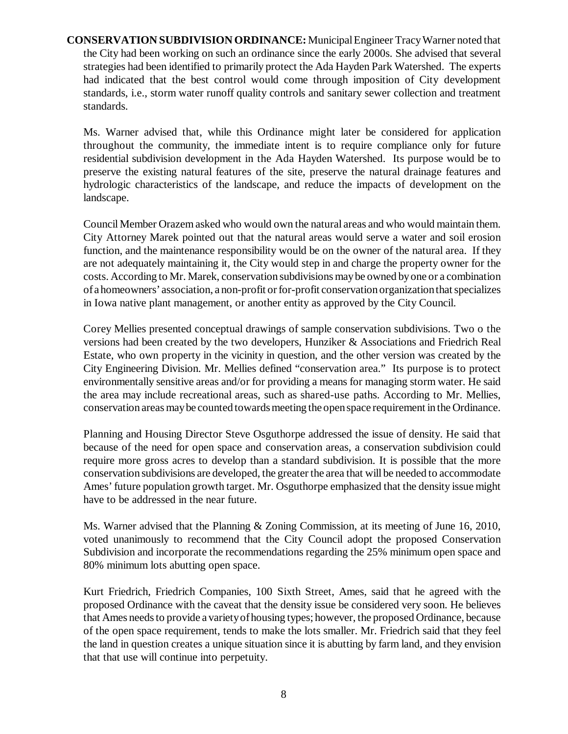**CONSERVATION SUBDIVISION ORDINANCE:** Municipal Engineer Tracy Warner noted that the City had been working on such an ordinance since the early 2000s. She advised that several strategies had been identified to primarily protect the Ada Hayden Park Watershed. The experts had indicated that the best control would come through imposition of City development standards, i.e., storm water runoff quality controls and sanitary sewer collection and treatment standards.

Ms. Warner advised that, while this Ordinance might later be considered for application throughout the community, the immediate intent is to require compliance only for future residential subdivision development in the Ada Hayden Watershed. Its purpose would be to preserve the existing natural features of the site, preserve the natural drainage features and hydrologic characteristics of the landscape, and reduce the impacts of development on the landscape.

Council Member Orazem asked who would own the natural areas and who would maintain them. City Attorney Marek pointed out that the natural areas would serve a water and soil erosion function, and the maintenance responsibility would be on the owner of the natural area. If they are not adequately maintaining it, the City would step in and charge the property owner for the costs. According to Mr. Marek, conservation subdivisions may be owned by one or a combination of a homeowners' association, a non-profit or for-profit conservation organization that specializes in Iowa native plant management, or another entity as approved by the City Council.

Corey Mellies presented conceptual drawings of sample conservation subdivisions. Two o the versions had been created by the two developers, Hunziker & Associations and Friedrich Real Estate, who own property in the vicinity in question, and the other version was created by the City Engineering Division. Mr. Mellies defined "conservation area." Its purpose is to protect environmentally sensitive areas and/or for providing a means for managing storm water. He said the area may include recreational areas, such as shared-use paths. According to Mr. Mellies, conservation areas may be counted towards meeting the open space requirement in the Ordinance.

Planning and Housing Director Steve Osguthorpe addressed the issue of density. He said that because of the need for open space and conservation areas, a conservation subdivision could require more gross acres to develop than a standard subdivision. It is possible that the more conservation subdivisions are developed, the greater the area that will be needed to accommodate Ames' future population growth target. Mr. Osguthorpe emphasized that the density issue might have to be addressed in the near future.

Ms. Warner advised that the Planning & Zoning Commission, at its meeting of June 16, 2010, voted unanimously to recommend that the City Council adopt the proposed Conservation Subdivision and incorporate the recommendations regarding the 25% minimum open space and 80% minimum lots abutting open space.

Kurt Friedrich, Friedrich Companies, 100 Sixth Street, Ames, said that he agreed with the proposed Ordinance with the caveat that the density issue be considered very soon. He believes that Ames needs to provide a variety of housing types; however, the proposed Ordinance, because of the open space requirement, tends to make the lots smaller. Mr. Friedrich said that they feel the land in question creates a unique situation since it is abutting by farm land, and they envision that that use will continue into perpetuity.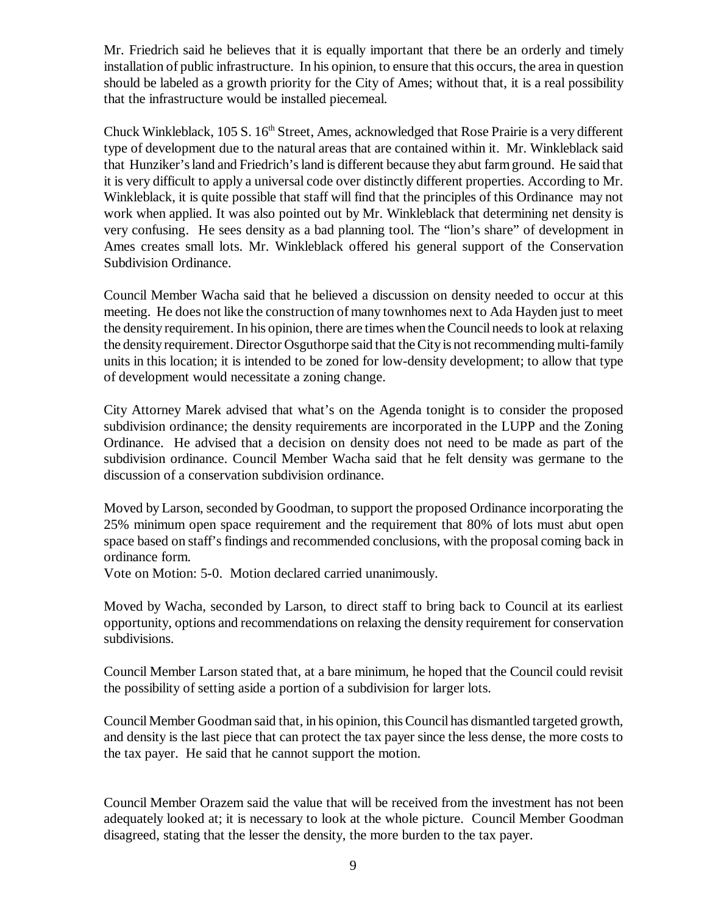Mr. Friedrich said he believes that it is equally important that there be an orderly and timely installation of public infrastructure. In his opinion, to ensure that this occurs, the area in question should be labeled as a growth priority for the City of Ames; without that, it is a real possibility that the infrastructure would be installed piecemeal.

Chuck Winkleblack, 105 S. 16th Street, Ames, acknowledged that Rose Prairie is a very different type of development due to the natural areas that are contained within it. Mr. Winkleblack said that Hunziker's land and Friedrich's land is different because they abut farm ground. He said that it is very difficult to apply a universal code over distinctly different properties. According to Mr. Winkleblack, it is quite possible that staff will find that the principles of this Ordinance may not work when applied. It was also pointed out by Mr. Winkleblack that determining net density is very confusing. He sees density as a bad planning tool. The "lion's share" of development in Ames creates small lots. Mr. Winkleblack offered his general support of the Conservation Subdivision Ordinance.

Council Member Wacha said that he believed a discussion on density needed to occur at this meeting. He does not like the construction of many townhomes next to Ada Hayden just to meet the density requirement. In his opinion, there are times when the Council needs to look at relaxing the density requirement. Director Osguthorpe said that the City is not recommending multi-family units in this location; it is intended to be zoned for low-density development; to allow that type of development would necessitate a zoning change.

City Attorney Marek advised that what's on the Agenda tonight is to consider the proposed subdivision ordinance; the density requirements are incorporated in the LUPP and the Zoning Ordinance. He advised that a decision on density does not need to be made as part of the subdivision ordinance. Council Member Wacha said that he felt density was germane to the discussion of a conservation subdivision ordinance.

Moved by Larson, seconded by Goodman, to support the proposed Ordinance incorporating the 25% minimum open space requirement and the requirement that 80% of lots must abut open space based on staff's findings and recommended conclusions, with the proposal coming back in ordinance form.
Vote on Motion: 5-0. Motion declared carried unanimously.

Moved by Wacha, seconded by Larson, to direct staff to bring back to Council at its earliest opportunity, options and recommendations on relaxing the density requirement for conservation subdivisions.

Council Member Larson stated that, at a bare minimum, he hoped that the Council could revisit the possibility of setting aside a portion of a subdivision for larger lots.

Council Member Goodman said that, in his opinion, this Council has dismantled targeted growth, and density is the last piece that can protect the tax payer since the less dense, the more costs to the tax payer. He said that he cannot support the motion.

Council Member Orazem said the value that will be received from the investment has not been adequately looked at; it is necessary to look at the whole picture. Council Member Goodman disagreed, stating that the lesser the density, the more burden to the tax payer.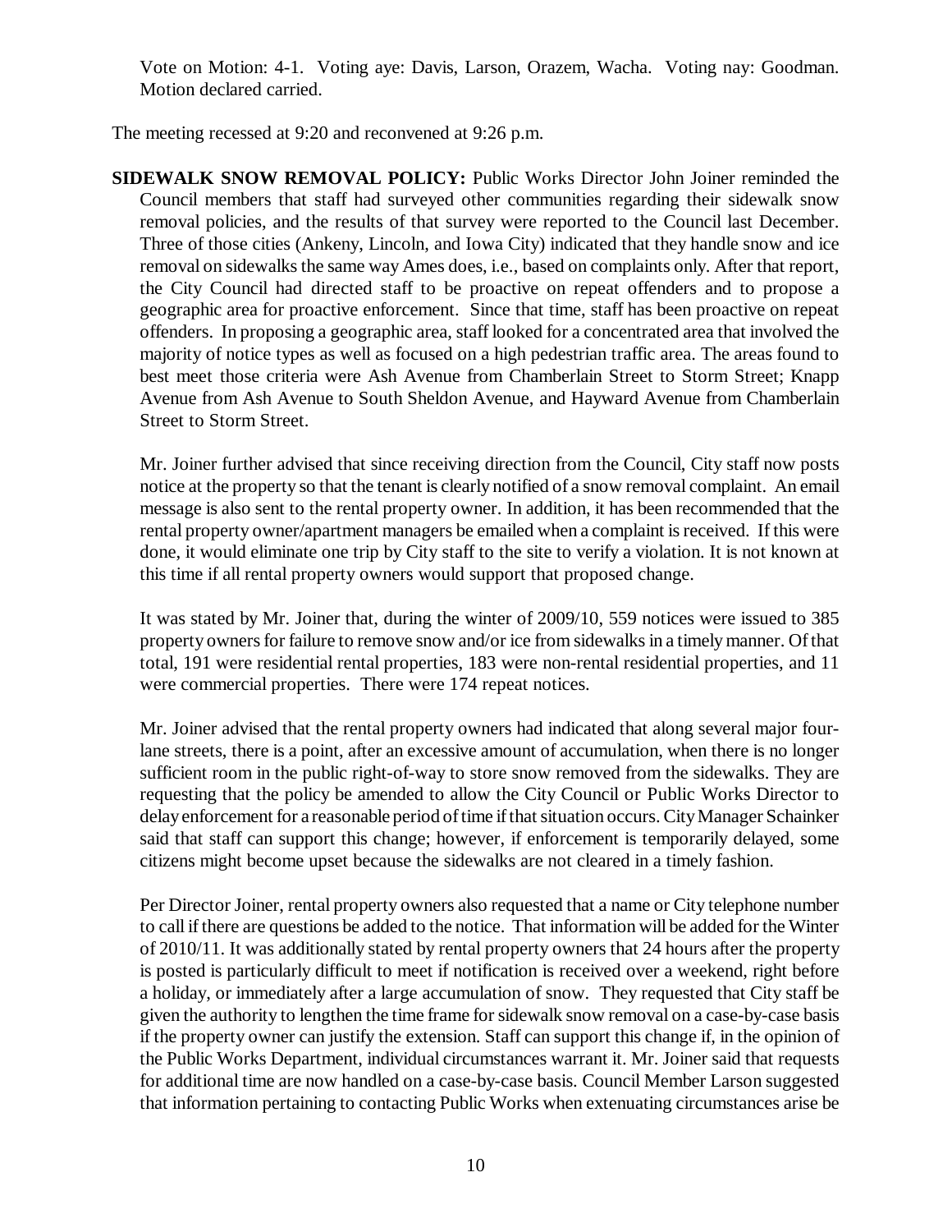Vote on Motion: 4-1. Voting aye: Davis, Larson, Orazem, Wacha. Voting nay: Goodman. Motion declared carried.

The meeting recessed at 9:20 and reconvened at 9:26 p.m.

**SIDEWALK SNOW REMOVAL POLICY:** Public Works Director John Joiner reminded the Council members that staff had surveyed other communities regarding their sidewalk snow removal policies, and the results of that survey were reported to the Council last December. Three of those cities (Ankeny, Lincoln, and Iowa City) indicated that they handle snow and ice removal on sidewalks the same way Ames does, i.e., based on complaints only. After that report, the City Council had directed staff to be proactive on repeat offenders and to propose a geographic area for proactive enforcement. Since that time, staff has been proactive on repeat offenders. In proposing a geographic area, staff looked for a concentrated area that involved the majority of notice types as well as focused on a high pedestrian traffic area. The areas found to best meet those criteria were Ash Avenue from Chamberlain Street to Storm Street; Knapp Avenue from Ash Avenue to South Sheldon Avenue, and Hayward Avenue from Chamberlain Street to Storm Street.

Mr. Joiner further advised that since receiving direction from the Council, City staff now posts notice at the property so that the tenant is clearly notified of a snow removal complaint. An email message is also sent to the rental property owner. In addition, it has been recommended that the rental property owner/apartment managers be emailed when a complaint is received. If this were done, it would eliminate one trip by City staff to the site to verify a violation. It is not known at this time if all rental property owners would support that proposed change.

It was stated by Mr. Joiner that, during the winter of 2009/10, 559 notices were issued to 385 property owners for failure to remove snow and/or ice from sidewalks in a timely manner. Of that total, 191 were residential rental properties, 183 were non-rental residential properties, and 11 were commercial properties. There were 174 repeat notices.

Mr. Joiner advised that the rental property owners had indicated that along several major four-lane streets, there is a point, after an excessive amount of accumulation, when there is no longer sufficient room in the public right-of-way to store snow removed from the sidewalks. They are requesting that the policy be amended to allow the City Council or Public Works Director to delay enforcement for a reasonable period of time if that situation occurs. City Manager Schainker said that staff can support this change; however, if enforcement is temporarily delayed, some citizens might become upset because the sidewalks are not cleared in a timely fashion.

Per Director Joiner, rental property owners also requested that a name or City telephone number to call if there are questions be added to the notice. That information will be added for the Winter of 2010/11. It was additionally stated by rental property owners that 24 hours after the property is posted is particularly difficult to meet if notification is received over a weekend, right before a holiday, or immediately after a large accumulation of snow. They requested that City staff be given the authority to lengthen the time frame for sidewalk snow removal on a case-by-case basis if the property owner can justify the extension. Staff can support this change if, in the opinion of the Public Works Department, individual circumstances warrant it. Mr. Joiner said that requests for additional time are now handled on a case-by-case basis. Council Member Larson suggested that information pertaining to contacting Public Works when extenuating circumstances arise be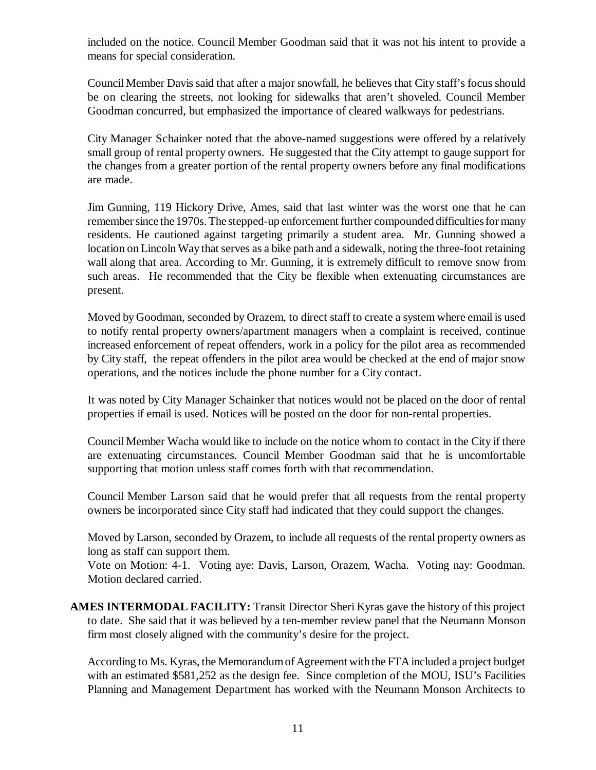included on the notice. Council Member Goodman said that it was not his intent to provide a means for special consideration.

Council Member Davis said that after a major snowfall, he believes that City staff's focus should be on clearing the streets, not looking for sidewalks that aren't shoveled. Council Member Goodman concurred, but emphasized the importance of cleared walkways for pedestrians.

City Manager Schainker noted that the above-named suggestions were offered by a relatively small group of rental property owners. He suggested that the City attempt to gauge support for the changes from a greater portion of the rental property owners before any final modifications are made.

Jim Gunning, 119 Hickory Drive, Ames, said that last winter was the worst one that he can remember since the 1970s. The stepped-up enforcement further compounded difficulties for many residents. He cautioned against targeting primarily a student area. Mr. Gunning showed a location on Lincoln Way that serves as a bike path and a sidewalk, noting the three-foot retaining wall along that area. According to Mr. Gunning, it is extremely difficult to remove snow from such areas. He recommended that the City be flexible when extenuating circumstances are present.

Moved by Goodman, seconded by Orazem, to direct staff to create a system where email is used to notify rental property owners/apartment managers when a complaint is received, continue increased enforcement of repeat offenders, work in a policy for the pilot area as recommended by City staff, the repeat offenders in the pilot area would be checked at the end of major snow operations, and the notices include the phone number for a City contact.

It was noted by City Manager Schainker that notices would not be placed on the door of rental properties if email is used. Notices will be posted on the door for non-rental properties.

Council Member Wacha would like to include on the notice whom to contact in the City if there are extenuating circumstances. Council Member Goodman said that he is uncomfortable supporting that motion unless staff comes forth with that recommendation.

Council Member Larson said that he would prefer that all requests from the rental property owners be incorporated since City staff had indicated that they could support the changes.

Moved by Larson, seconded by Orazem, to include all requests of the rental property owners as long as staff can support them.
Vote on Motion: 4-1. Voting aye: Davis, Larson, Orazem, Wacha. Voting nay: Goodman. Motion declared carried.

**AMES INTERMODAL FACILITY:** Transit Director Sheri Kyras gave the history of this project to date. She said that it was believed by a ten-member review panel that the Neumann Monson firm most closely aligned with the community's desire for the project.

According to Ms. Kyras, the Memorandum of Agreement with the FTA included a project budget with an estimated $581,252 as the design fee. Since completion of the MOU, ISU's Facilities Planning and Management Department has worked with the Neumann Monson Architects to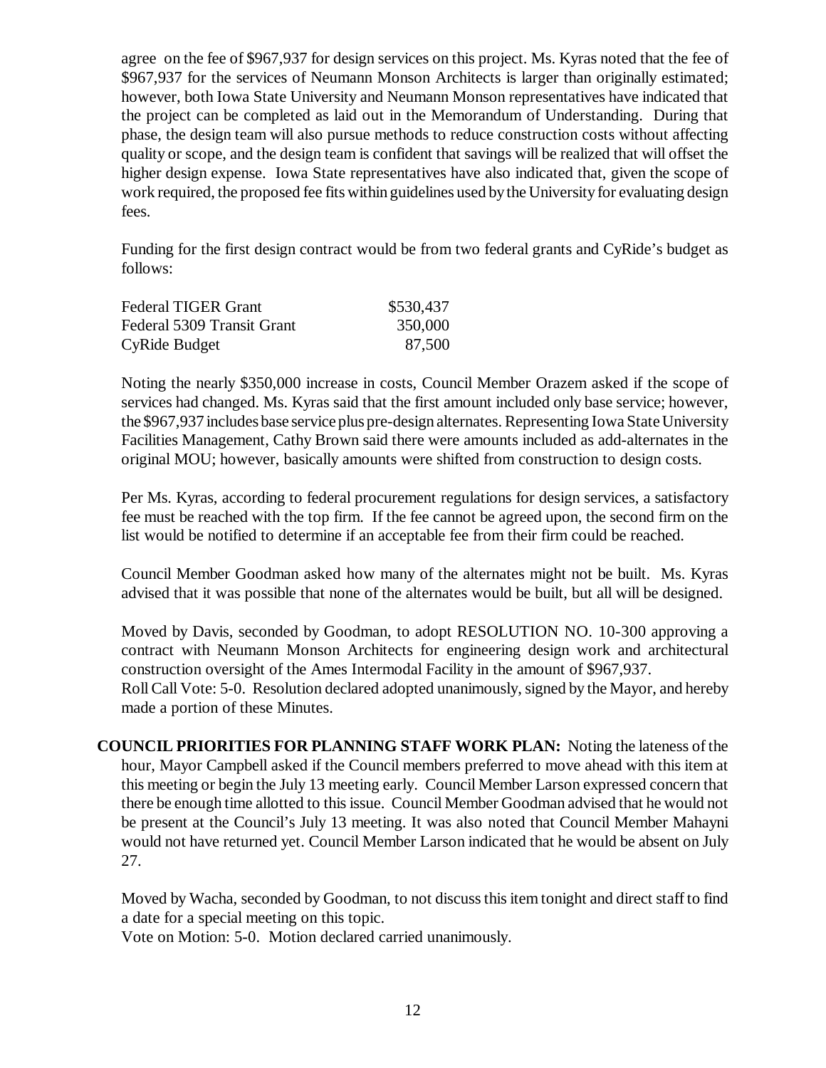agree on the fee of $967,937 for design services on this project. Ms. Kyras noted that the fee of $967,937 for the services of Neumann Monson Architects is larger than originally estimated; however, both Iowa State University and Neumann Monson representatives have indicated that the project can be completed as laid out in the Memorandum of Understanding. During that phase, the design team will also pursue methods to reduce construction costs without affecting quality or scope, and the design team is confident that savings will be realized that will offset the higher design expense. Iowa State representatives have also indicated that, given the scope of work required, the proposed fee fits within guidelines used by the University for evaluating design fees.

Funding for the first design contract would be from two federal grants and CyRide's budget as follows:

| | |
|---|---|
| Federal TIGER Grant | $530,437 |
| Federal 5309 Transit Grant | 350,000 |
| CyRide Budget | 87,500 |

Noting the nearly $350,000 increase in costs, Council Member Orazem asked if the scope of services had changed. Ms. Kyras said that the first amount included only base service; however, the $967,937 includes base service plus pre-design alternates. Representing Iowa State University Facilities Management, Cathy Brown said there were amounts included as add-alternates in the original MOU; however, basically amounts were shifted from construction to design costs.

Per Ms. Kyras, according to federal procurement regulations for design services, a satisfactory fee must be reached with the top firm. If the fee cannot be agreed upon, the second firm on the list would be notified to determine if an acceptable fee from their firm could be reached.

Council Member Goodman asked how many of the alternates might not be built. Ms. Kyras advised that it was possible that none of the alternates would be built, but all will be designed.

Moved by Davis, seconded by Goodman, to adopt RESOLUTION NO. 10-300 approving a contract with Neumann Monson Architects for engineering design work and architectural construction oversight of the Ames Intermodal Facility in the amount of $967,937.
Roll Call Vote: 5-0. Resolution declared adopted unanimously, signed by the Mayor, and hereby made a portion of these Minutes.

**COUNCIL PRIORITIES FOR PLANNING STAFF WORK PLAN:** Noting the lateness of the hour, Mayor Campbell asked if the Council members preferred to move ahead with this item at this meeting or begin the July 13 meeting early. Council Member Larson expressed concern that there be enough time allotted to this issue. Council Member Goodman advised that he would not be present at the Council's July 13 meeting. It was also noted that Council Member Mahayni would not have returned yet. Council Member Larson indicated that he would be absent on July 27.

Moved by Wacha, seconded by Goodman, to not discuss this item tonight and direct staff to find a date for a special meeting on this topic.
Vote on Motion: 5-0. Motion declared carried unanimously.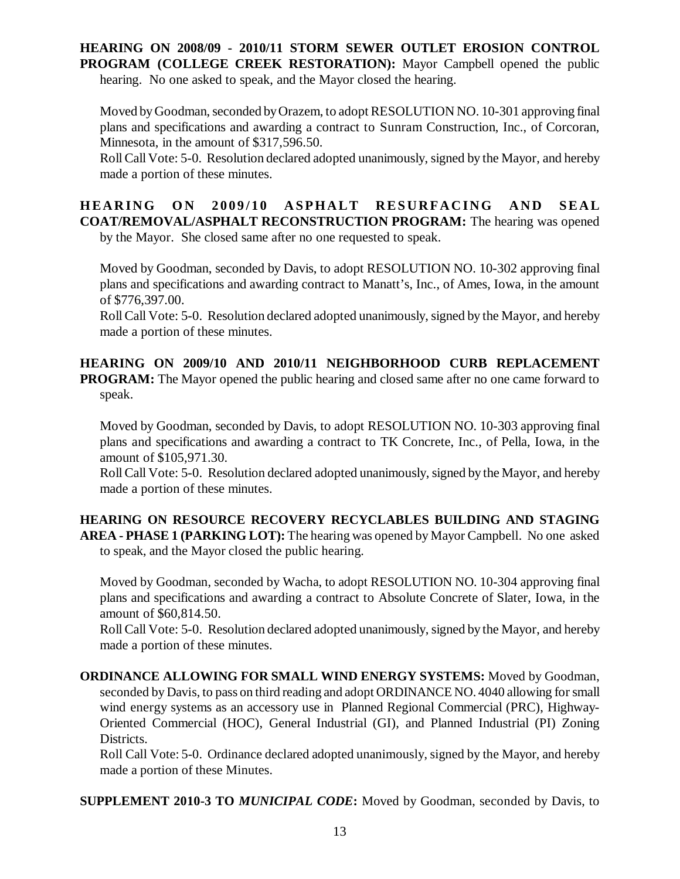**HEARING ON 2008/09 - 2010/11 STORM SEWER OUTLET EROSION CONTROL PROGRAM (COLLEGE CREEK RESTORATION):** Mayor Campbell opened the public hearing. No one asked to speak, and the Mayor closed the hearing.

Moved by Goodman, seconded by Orazem, to adopt RESOLUTION NO. 10-301 approving final plans and specifications and awarding a contract to Sunram Construction, Inc., of Corcoran, Minnesota, in the amount of $317,596.50.
Roll Call Vote: 5-0. Resolution declared adopted unanimously, signed by the Mayor, and hereby made a portion of these minutes.

**HEARING ON 2009/10 ASPHALT RESURFACING AND SEAL COAT/REMOVAL/ASPHALT RECONSTRUCTION PROGRAM:** The hearing was opened by the Mayor. She closed same after no one requested to speak.

Moved by Goodman, seconded by Davis, to adopt RESOLUTION NO. 10-302 approving final plans and specifications and awarding contract to Manatt's, Inc., of Ames, Iowa, in the amount of $776,397.00.
Roll Call Vote: 5-0. Resolution declared adopted unanimously, signed by the Mayor, and hereby made a portion of these minutes.

**HEARING ON 2009/10 AND 2010/11 NEIGHBORHOOD CURB REPLACEMENT PROGRAM:** The Mayor opened the public hearing and closed same after no one came forward to speak.

Moved by Goodman, seconded by Davis, to adopt RESOLUTION NO. 10-303 approving final plans and specifications and awarding a contract to TK Concrete, Inc., of Pella, Iowa, in the amount of $105,971.30.
Roll Call Vote: 5-0. Resolution declared adopted unanimously, signed by the Mayor, and hereby made a portion of these minutes.

**HEARING ON RESOURCE RECOVERY RECYCLABLES BUILDING AND STAGING AREA - PHASE 1 (PARKING LOT):** The hearing was opened by Mayor Campbell. No one asked to speak, and the Mayor closed the public hearing.

Moved by Goodman, seconded by Wacha, to adopt RESOLUTION NO. 10-304 approving final plans and specifications and awarding a contract to Absolute Concrete of Slater, Iowa, in the amount of $60,814.50.
Roll Call Vote: 5-0. Resolution declared adopted unanimously, signed by the Mayor, and hereby made a portion of these minutes.

**ORDINANCE ALLOWING FOR SMALL WIND ENERGY SYSTEMS:** Moved by Goodman, seconded by Davis, to pass on third reading and adopt ORDINANCE NO. 4040 allowing for small wind energy systems as an accessory use in Planned Regional Commercial (PRC), Highway-Oriented Commercial (HOC), General Industrial (GI), and Planned Industrial (PI) Zoning Districts.
Roll Call Vote: 5-0. Ordinance declared adopted unanimously, signed by the Mayor, and hereby made a portion of these Minutes.

**SUPPLEMENT 2010-3 TO *MUNICIPAL CODE*:** Moved by Goodman, seconded by Davis, to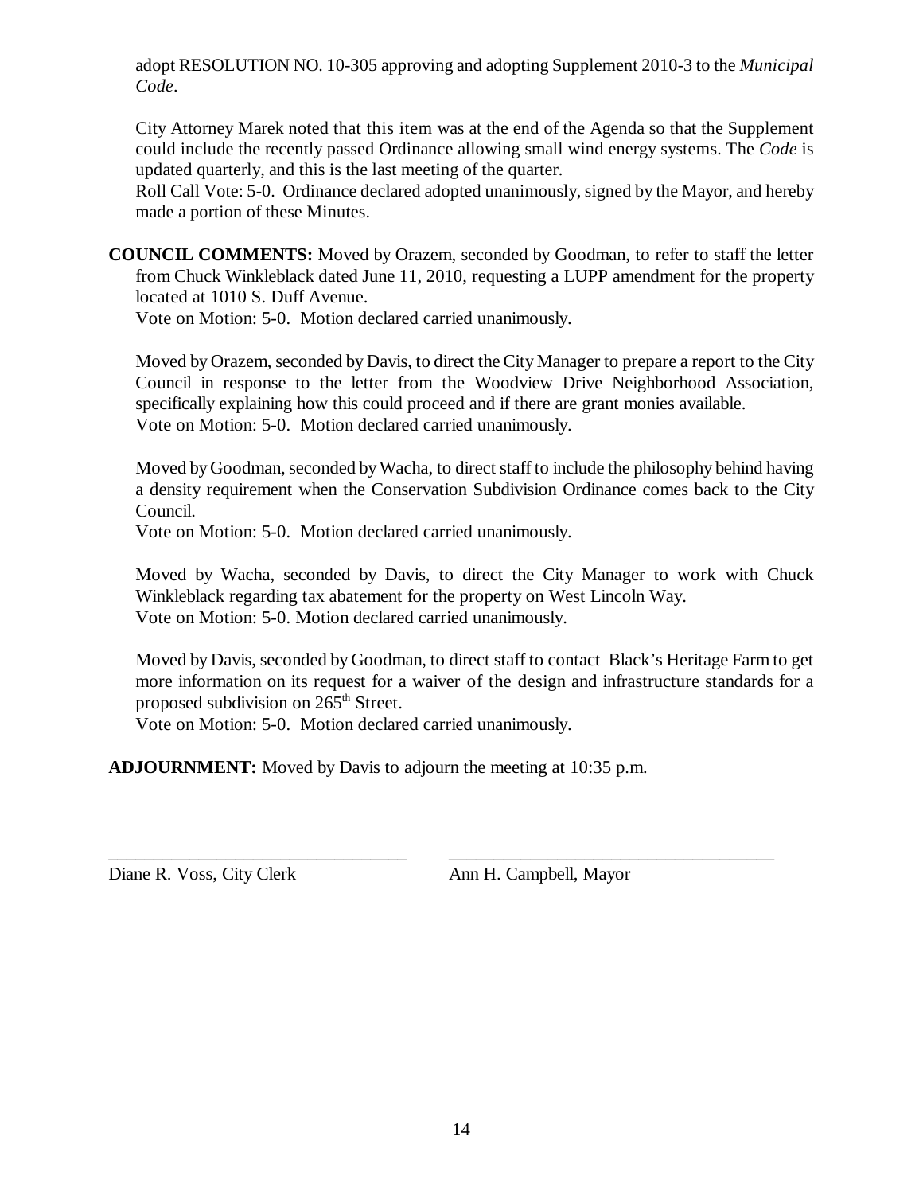adopt RESOLUTION NO. 10-305 approving and adopting Supplement 2010-3 to the *Municipal Code*.

City Attorney Marek noted that this item was at the end of the Agenda so that the Supplement could include the recently passed Ordinance allowing small wind energy systems. The *Code* is updated quarterly, and this is the last meeting of the quarter.
Roll Call Vote: 5-0. Ordinance declared adopted unanimously, signed by the Mayor, and hereby made a portion of these Minutes.

**COUNCIL COMMENTS:** Moved by Orazem, seconded by Goodman, to refer to staff the letter from Chuck Winkleblack dated June 11, 2010, requesting a LUPP amendment for the property located at 1010 S. Duff Avenue.
Vote on Motion: 5-0. Motion declared carried unanimously.

Moved by Orazem, seconded by Davis, to direct the City Manager to prepare a report to the City Council in response to the letter from the Woodview Drive Neighborhood Association, specifically explaining how this could proceed and if there are grant monies available.
Vote on Motion: 5-0. Motion declared carried unanimously.

Moved by Goodman, seconded by Wacha, to direct staff to include the philosophy behind having a density requirement when the Conservation Subdivision Ordinance comes back to the City Council.
Vote on Motion: 5-0. Motion declared carried unanimously.

Moved by Wacha, seconded by Davis, to direct the City Manager to work with Chuck Winkleblack regarding tax abatement for the property on West Lincoln Way.
Vote on Motion: 5-0. Motion declared carried unanimously.

Moved by Davis, seconded by Goodman, to direct staff to contact Black's Heritage Farm to get more information on its request for a waiver of the design and infrastructure standards for a proposed subdivision on 265th Street.
Vote on Motion: 5-0. Motion declared carried unanimously.

**ADJOURNMENT:** Moved by Davis to adjourn the meeting at 10:35 p.m.

\_\_\_\_\_\_\_\_\_\_\_\_\_\_\_\_\_\_\_\_\_\_\_\_\_\_\_\_\_\_\_\_\_\_ \_\_\_\_\_\_\_\_\_\_\_\_\_\_\_\_\_\_\_\_\_\_\_\_\_\_\_\_\_\_\_\_\_\_\_\_\_\_

Diane R. Voss, City Clerk Ann H. Campbell, Mayor